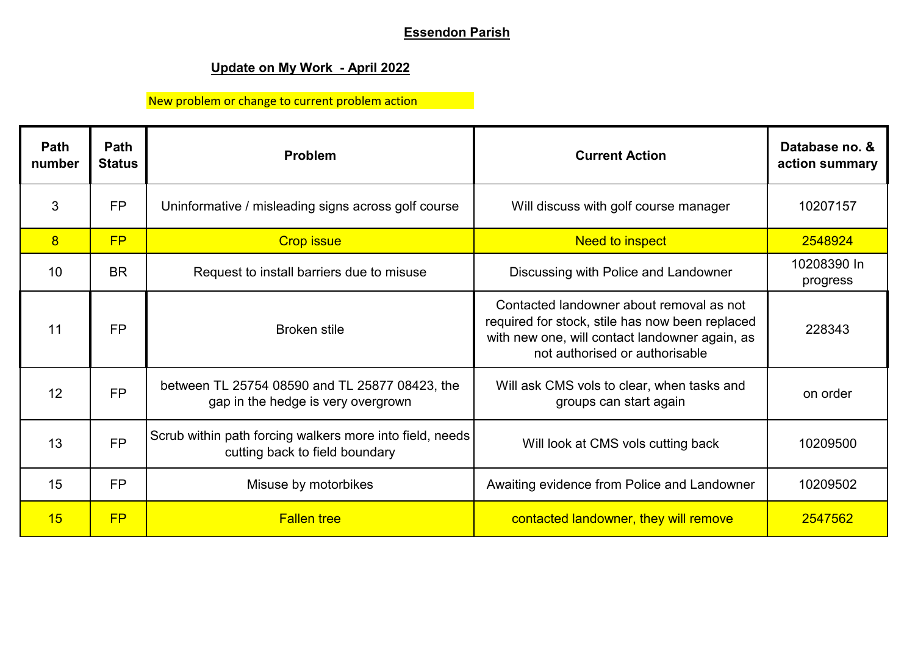# Essendon Parish

## Update on My Work - April 2022

New problem or change to current problem action

| Path number | Path Status | Problem | Current Action | Database no. & action summary |
|---|---|---|---|---|
| 3 | FP | Uninformative / misleading signs across golf course | Will discuss with golf course manager | 10207157 |
| 8 | FP | Crop issue | Need to inspect | 2548924 |
| 10 | BR | Request to install barriers due to misuse | Discussing with Police and Landowner | 10208390 In progress |
| 11 | FP | Broken stile | Contacted landowner about removal as not required for stock, stile has now been replaced with new one, will contact landowner again, as not authorised or authorisable | 228343 |
| 12 | FP | between TL 25754 08590 and TL 25877 08423, the gap in the hedge is very overgrown | Will ask CMS vols to clear, when tasks and groups can start again | on order |
| 13 | FP | Scrub within path forcing walkers more into field, needs cutting back to field boundary | Will look at CMS vols cutting back | 10209500 |
| 15 | FP | Misuse by motorbikes | Awaiting evidence from Police and Landowner | 10209502 |
| 15 | FP | Fallen tree | contacted landowner, they will remove | 2547562 |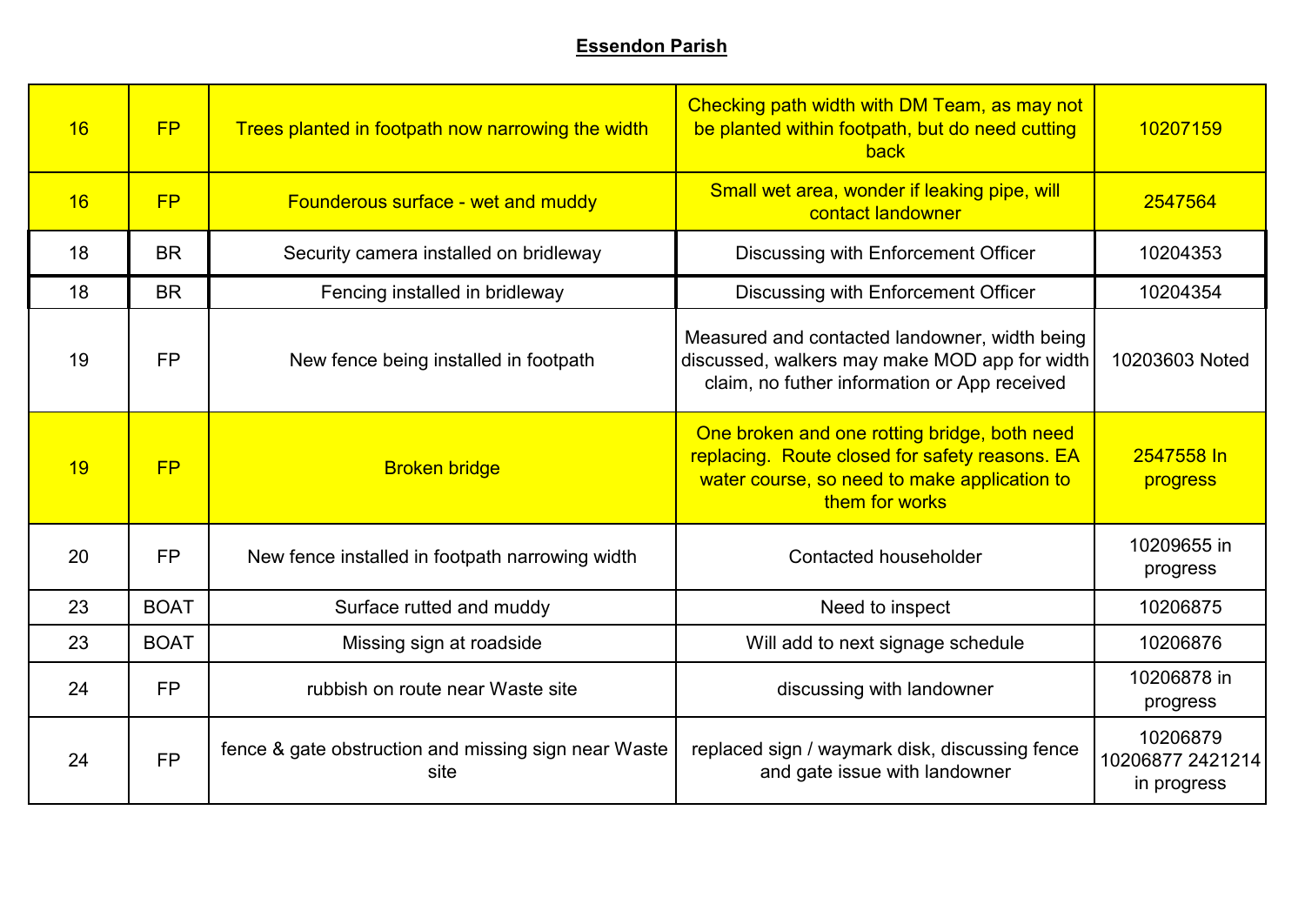**Essendon Parish**

| | | | | |
|---|---|---|---|---|
| 16 | FP | Trees planted in footpath now narrowing the width | Checking path width with DM Team, as may not be planted within footpath, but do need cutting back | 10207159 |
| 16 | FP | Founderous surface - wet and muddy | Small wet area, wonder if leaking pipe, will contact landowner | 2547564 |
| 18 | BR | Security camera installed on bridleway | Discussing with Enforcement Officer | 10204353 |
| 18 | BR | Fencing installed in bridleway | Discussing with Enforcement Officer | 10204354 |
| 19 | FP | New fence being installed in footpath | Measured and contacted landowner, width being discussed, walkers may make MOD app for width claim, no futher information or App received | 10203603 Noted |
| 19 | FP | Broken bridge | One broken and one rotting bridge, both need replacing. Route closed for safety reasons. EA water course, so need to make application to them for works | 2547558 In progress |
| 20 | FP | New fence installed in footpath narrowing width | Contacted householder | 10209655 in progress |
| 23 | BOAT | Surface rutted and muddy | Need to inspect | 10206875 |
| 23 | BOAT | Missing sign at roadside | Will add to next signage schedule | 10206876 |
| 24 | FP | rubbish on route near Waste site | discussing with landowner | 10206878 in progress |
| 24 | FP | fence & gate obstruction and missing sign near Waste site | replaced sign / waymark disk, discussing fence and gate issue with landowner | 10206879 10206877 2421214 in progress |